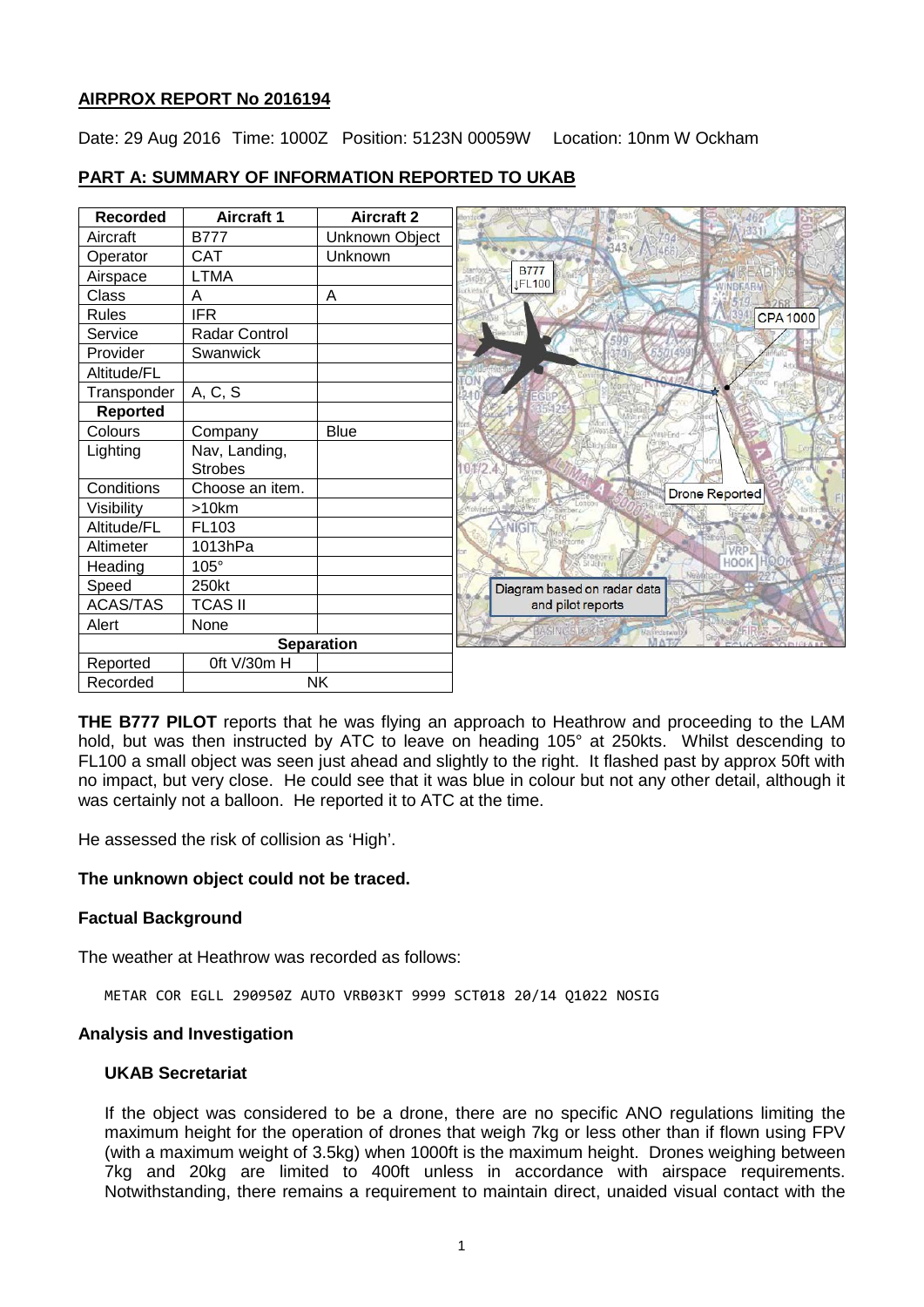# AIRPROX REPORT No 2016194

Date: 29 Aug 2016 Time: 1000Z Position: 5123N 00059W Location: 10nm W Ockham

## PART A: SUMMARY OF INFORMATION REPORTED TO UKAB

| Recorded | Aircraft 1 | Aircraft 2 |
|---|---|---|
| Aircraft | B777 | Unknown Object |
| Operator | CAT | Unknown |
| Airspace | LTMA | |
| Class | A | A |
| Rules | IFR | |
| Service | Radar Control | |
| Provider | Swanwick | |
| Altitude/FL | | |
| Transponder | A, C, S | |
| **Reported** | | |
| Colours | Company | Blue |
| Lighting | Nav, Landing, Strobes | |
| Conditions | Choose an item. | |
| Visibility | >10km | |
| Altitude/FL | FL103 | |
| Altimeter | 1013hPa | |
| Heading | 105° | |
| Speed | 250kt | |
| ACAS/TAS | TCAS II | |
| Alert | None | |
| **Separation** | | |
| Reported | 0ft V/30m H | |
| Recorded | NK | |

Diagram based on radar data and pilot reports

**THE B777 PILOT** reports that he was flying an approach to Heathrow and proceeding to the LAM hold, but was then instructed by ATC to leave on heading 105° at 250kts. Whilst descending to FL100 a small object was seen just ahead and slightly to the right. It flashed past by approx 50ft with no impact, but very close. He could see that it was blue in colour but not any other detail, although it was certainly not a balloon. He reported it to ATC at the time.

He assessed the risk of collision as 'High'.

**The unknown object could not be traced.**

### Factual Background

The weather at Heathrow was recorded as follows:

```
METAR COR EGLL 290950Z AUTO VRB03KT 9999 SCT018 20/14 Q1022 NOSIG
```

### Analysis and Investigation

#### UKAB Secretariat

If the object was considered to be a drone, there are no specific ANO regulations limiting the maximum height for the operation of drones that weigh 7kg or less other than if flown using FPV (with a maximum weight of 3.5kg) when 1000ft is the maximum height. Drones weighing between 7kg and 20kg are limited to 400ft unless in accordance with airspace requirements. Notwithstanding, there remains a requirement to maintain direct, unaided visual contact with the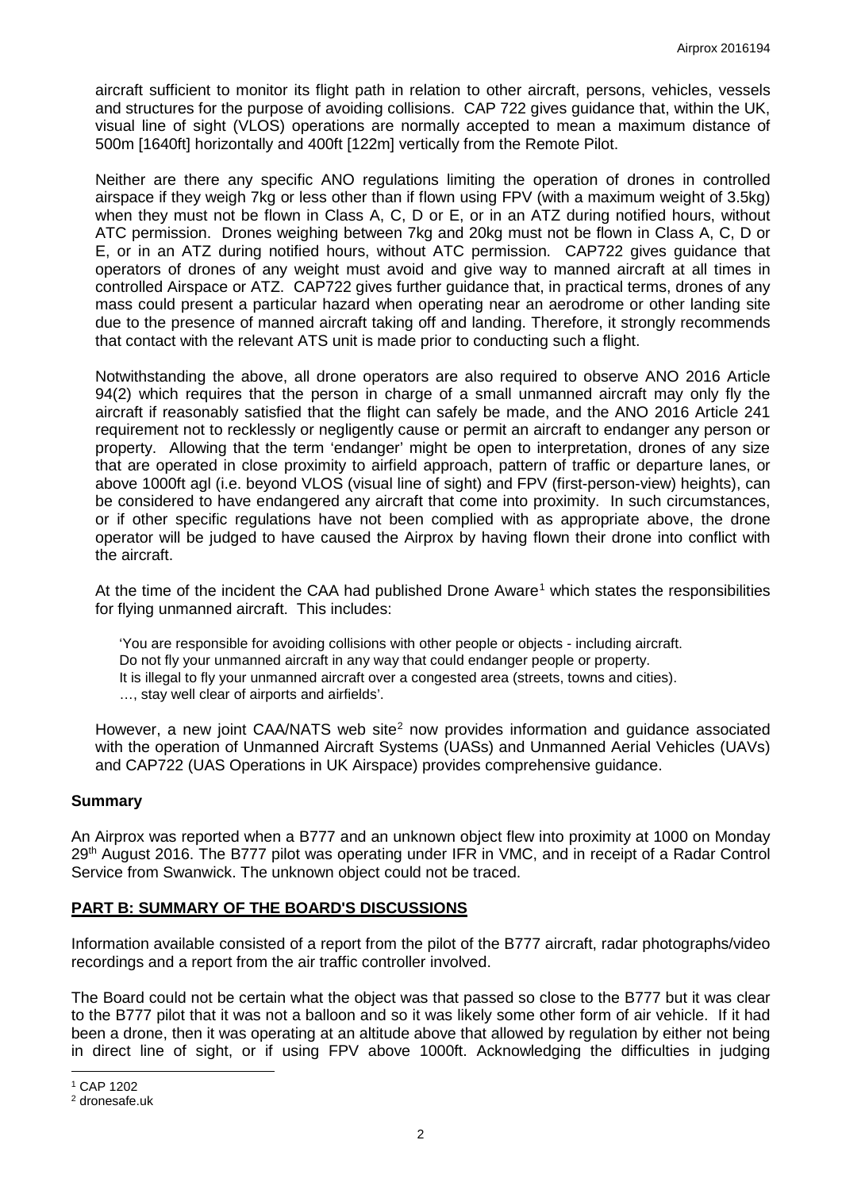aircraft sufficient to monitor its flight path in relation to other aircraft, persons, vehicles, vessels and structures for the purpose of avoiding collisions. CAP 722 gives guidance that, within the UK, visual line of sight (VLOS) operations are normally accepted to mean a maximum distance of 500m [1640ft] horizontally and 400ft [122m] vertically from the Remote Pilot.

Neither are there any specific ANO regulations limiting the operation of drones in controlled airspace if they weigh 7kg or less other than if flown using FPV (with a maximum weight of 3.5kg) when they must not be flown in Class A, C, D or E, or in an ATZ during notified hours, without ATC permission. Drones weighing between 7kg and 20kg must not be flown in Class A, C, D or E, or in an ATZ during notified hours, without ATC permission. CAP722 gives guidance that operators of drones of any weight must avoid and give way to manned aircraft at all times in controlled Airspace or ATZ. CAP722 gives further guidance that, in practical terms, drones of any mass could present a particular hazard when operating near an aerodrome or other landing site due to the presence of manned aircraft taking off and landing. Therefore, it strongly recommends that contact with the relevant ATS unit is made prior to conducting such a flight.

Notwithstanding the above, all drone operators are also required to observe ANO 2016 Article 94(2) which requires that the person in charge of a small unmanned aircraft may only fly the aircraft if reasonably satisfied that the flight can safely be made, and the ANO 2016 Article 241 requirement not to recklessly or negligently cause or permit an aircraft to endanger any person or property. Allowing that the term 'endanger' might be open to interpretation, drones of any size that are operated in close proximity to airfield approach, pattern of traffic or departure lanes, or above 1000ft agl (i.e. beyond VLOS (visual line of sight) and FPV (first-person-view) heights), can be considered to have endangered any aircraft that come into proximity. In such circumstances, or if other specific regulations have not been complied with as appropriate above, the drone operator will be judged to have caused the Airprox by having flown their drone into conflict with the aircraft.

At the time of the incident the CAA had published Drone Aware[1] which states the responsibilities for flying unmanned aircraft. This includes:

> 'You are responsible for avoiding collisions with other people or objects - including aircraft.
> Do not fly your unmanned aircraft in any way that could endanger people or property.
> It is illegal to fly your unmanned aircraft over a congested area (streets, towns and cities).
> …, stay well clear of airports and airfields'.

However, a new joint CAA/NATS web site[2] now provides information and guidance associated with the operation of Unmanned Aircraft Systems (UASs) and Unmanned Aerial Vehicles (UAVs) and CAP722 (UAS Operations in UK Airspace) provides comprehensive guidance.

## Summary

An Airprox was reported when a B777 and an unknown object flew into proximity at 1000 on Monday 29th August 2016. The B777 pilot was operating under IFR in VMC, and in receipt of a Radar Control Service from Swanwick. The unknown object could not be traced.

## PART B: SUMMARY OF THE BOARD'S DISCUSSIONS

Information available consisted of a report from the pilot of the B777 aircraft, radar photographs/video recordings and a report from the air traffic controller involved.

The Board could not be certain what the object was that passed so close to the B777 but it was clear to the B777 pilot that it was not a balloon and so it was likely some other form of air vehicle. If it had been a drone, then it was operating at an altitude above that allowed by regulation by either not being in direct line of sight, or if using FPV above 1000ft. Acknowledging the difficulties in judging

---

[1] CAP 1202

[2] dronesafe.uk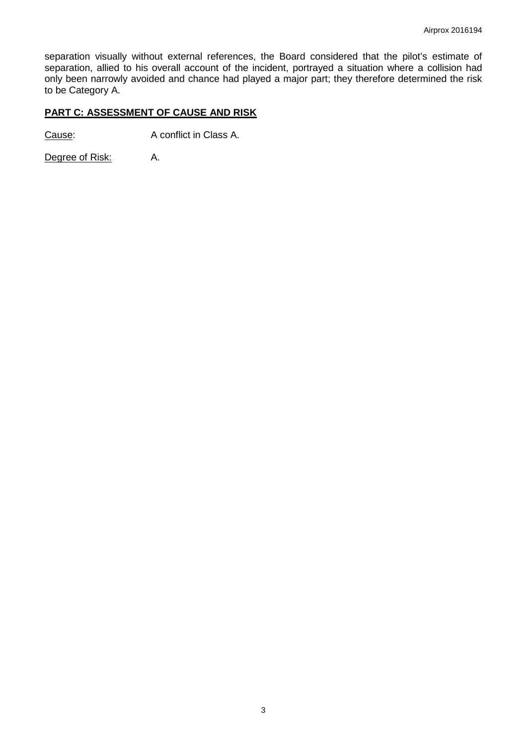separation visually without external references, the Board considered that the pilot's estimate of separation, allied to his overall account of the incident, portrayed a situation where a collision had only been narrowly avoided and chance had played a major part; they therefore determined the risk to be Category A.

## PART C: ASSESSMENT OF CAUSE AND RISK

Cause: A conflict in Class A.

Degree of Risk: A.